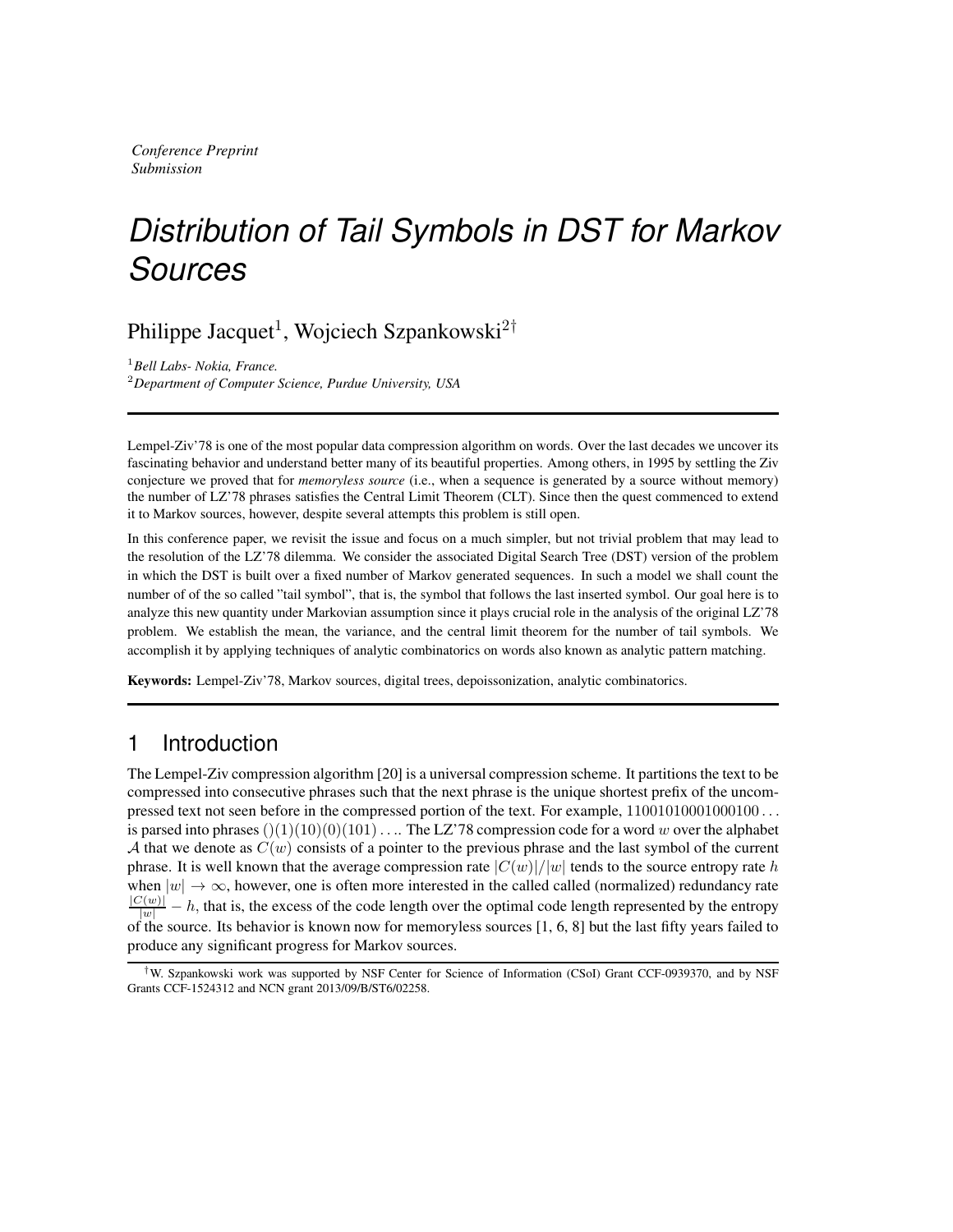*Conference Preprint*
*Submission*

# *Distribution of Tail Symbols in DST for Markov Sources*

Philippe Jacquet[1], Wojciech Szpankowski[2†]

[1]*Bell Labs- Nokia, France.*
[2]*Department of Computer Science, Purdue University, USA*

---

Lempel-Ziv'78 is one of the most popular data compression algorithm on words. Over the last decades we uncover its fascinating behavior and understand better many of its beautiful properties. Among others, in 1995 by settling the Ziv conjecture we proved that for *memoryless source* (i.e., when a sequence is generated by a source without memory) the number of LZ'78 phrases satisfies the Central Limit Theorem (CLT). Since then the quest commenced to extend it to Markov sources, however, despite several attempts this problem is still open.

In this conference paper, we revisit the issue and focus on a much simpler, but not trivial problem that may lead to the resolution of the LZ'78 dilemma. We consider the associated Digital Search Tree (DST) version of the problem in which the DST is built over a fixed number of Markov generated sequences. In such a model we shall count the number of of the so called "tail symbol", that is, the symbol that follows the last inserted symbol. Our goal here is to analyze this new quantity under Markovian assumption since it plays crucial role in the analysis of the original LZ'78 problem. We establish the mean, the variance, and the central limit theorem for the number of tail symbols. We accomplish it by applying techniques of analytic combinatorics on words also known as analytic pattern matching.

**Keywords:** Lempel-Ziv'78, Markov sources, digital trees, depoissonization, analytic combinatorics.

---

## 1 Introduction

The Lempel-Ziv compression algorithm [20] is a universal compression scheme. It partitions the text to be compressed into consecutive phrases such that the next phrase is the unique shortest prefix of the uncompressed text not seen before in the compressed portion of the text. For example, $11001010001000100\ldots$ is parsed into phrases $()(1)(10)(0)(101)\ldots$. The LZ'78 compression code for a word $w$ over the alphabet $\mathcal{A}$ that we denote as $C(w)$ consists of a pointer to the previous phrase and the last symbol of the current phrase. It is well known that the average compression rate $|C(w)|/|w|$ tends to the source entropy rate $h$ when $|w| \to \infty$, however, one is often more interested in the called called (normalized) redundancy rate $\frac{|C(w)|}{|w|} - h$, that is, the excess of the code length over the optimal code length represented by the entropy of the source. Its behavior is known now for memoryless sources [1, 6, 8] but the last fifty years failed to produce any significant progress for Markov sources.

---

†W. Szpankowski work was supported by NSF Center for Science of Information (CSoI) Grant CCF-0939370, and by NSF Grants CCF-1524312 and NCN grant 2013/09/B/ST6/02258.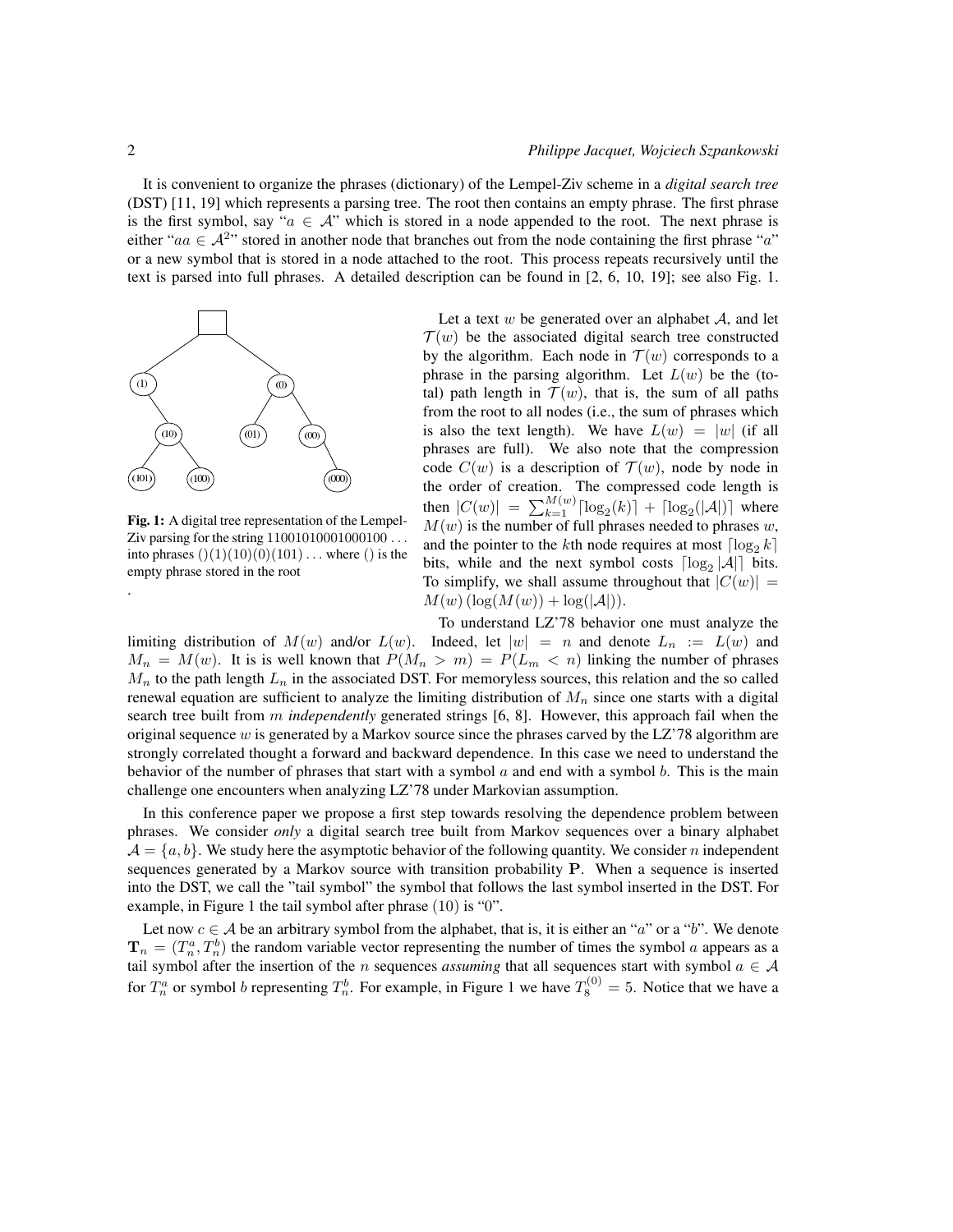It is convenient to organize the phrases (dictionary) of the Lempel-Ziv scheme in a *digital search tree* (DST) [11, 19] which represents a parsing tree. The root then contains an empty phrase. The first phrase is the first symbol, say "$a \in \mathcal{A}$" which is stored in a node appended to the root. The next phrase is either "$aa \in \mathcal{A}^2$" stored in another node that branches out from the node containing the first phrase "$a$" or a new symbol that is stored in a node attached to the root. This process repeats recursively until the text is parsed into full phrases. A detailed description can be found in [2, 6, 10, 19]; see also Fig. 1.

**Fig. 1:** A digital tree representation of the Lempel-Ziv parsing for the string 11001010001000100 ... into phrases ()(1)(10)(0)(101) ... where () is the empty phrase stored in the root

Let a text $w$ be generated over an alphabet $\mathcal{A}$, and let $\mathcal{T}(w)$ be the associated digital search tree constructed by the algorithm. Each node in $\mathcal{T}(w)$ corresponds to a phrase in the parsing algorithm. Let $L(w)$ be the (total) path length in $\mathcal{T}(w)$, that is, the sum of all paths from the root to all nodes (i.e., the sum of phrases which is also the text length). We have $L(w) = |w|$ (if all phrases are full). We also note that the compression code $C(w)$ is a description of $\mathcal{T}(w)$, node by node in the order of creation. The compressed code length is then $|C(w)| = \sum_{k=1}^{M(w)} \lceil \log_2(k) \rceil + \lceil \log_2(|\mathcal{A}|) \rceil$ where $M(w)$ is the number of full phrases needed to phrases $w$, and the pointer to the $k$th node requires at most $\lceil \log_2 k \rceil$ bits, while and the next symbol costs $\lceil \log_2 |\mathcal{A}| \rceil$ bits. To simplify, we shall assume throughout that $|C(w)| = M(w) \left( \log(M(w)) + \log(|\mathcal{A}|) \right)$.

To understand LZ'78 behavior one must analyze the limiting distribution of $M(w)$ and/or $L(w)$. Indeed, let $|w| = n$ and denote $L_n := L(w)$ and $M_n = M(w)$. It is is well known that $P(M_n > m) = P(L_m < n)$ linking the number of phrases $M_n$ to the path length $L_n$ in the associated DST. For memoryless sources, this relation and the so called renewal equation are sufficient to analyze the limiting distribution of $M_n$ since one starts with a digital search tree built from $m$ *independently* generated strings [6, 8]. However, this approach fail when the original sequence $w$ is generated by a Markov source since the phrases carved by the LZ'78 algorithm are strongly correlated thought a forward and backward dependence. In this case we need to understand the behavior of the number of phrases that start with a symbol $a$ and end with a symbol $b$. This is the main challenge one encounters when analyzing LZ'78 under Markovian assumption.

In this conference paper we propose a first step towards resolving the dependence problem between phrases. We consider *only* a digital search tree built from Markov sequences over a binary alphabet $\mathcal{A} = \{a, b\}$. We study here the asymptotic behavior of the following quantity. We consider $n$ independent sequences generated by a Markov source with transition probability $\mathbf{P}$. When a sequence is inserted into the DST, we call the "tail symbol" the symbol that follows the last symbol inserted in the DST. For example, in Figure 1 the tail symbol after phrase (10) is "0".

Let now $c \in \mathcal{A}$ be an arbitrary symbol from the alphabet, that is, it is either an "$a$" or a "$b$". We denote $\mathbf{T}_n = (T_n^a, T_n^b)$ the random variable vector representing the number of times the symbol $a$ appears as a tail symbol after the insertion of the $n$ sequences *assuming* that all sequences start with symbol $a \in \mathcal{A}$ for $T_n^a$ or symbol $b$ representing $T_n^b$. For example, in Figure 1 we have $T_8^{(0)} = 5$. Notice that we have a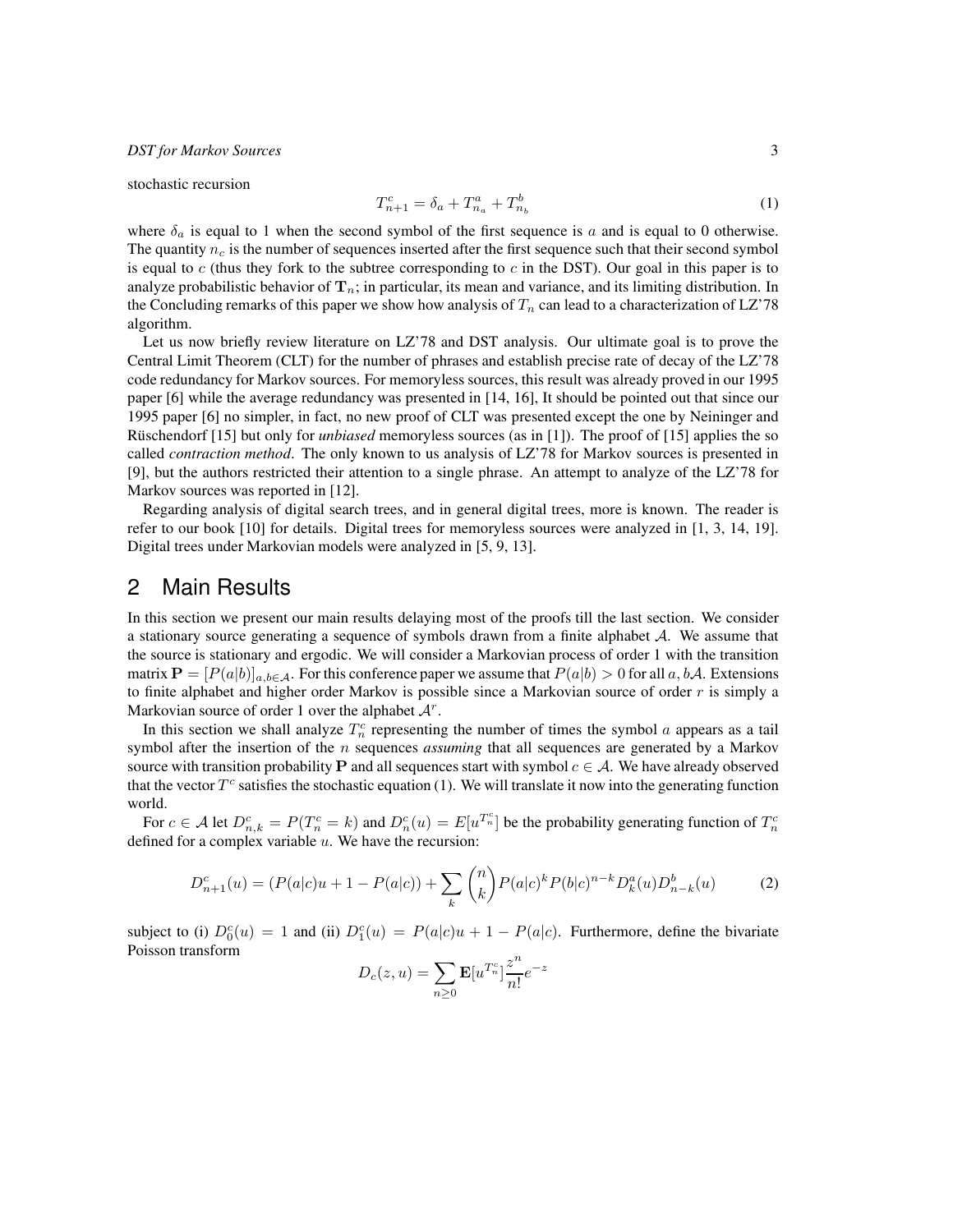stochastic recursion

$$T^c_{n+1} = \delta_a + T^a_{n_a} + T^b_{n_b} \tag{1}$$

where $\delta_a$ is equal to 1 when the second symbol of the first sequence is $a$ and is equal to 0 otherwise. The quantity $n_c$ is the number of sequences inserted after the first sequence such that their second symbol is equal to $c$ (thus they fork to the subtree corresponding to $c$ in the DST). Our goal in this paper is to analyze probabilistic behavior of $\mathbf{T}_n$; in particular, its mean and variance, and its limiting distribution. In the Concluding remarks of this paper we show how analysis of $T_n$ can lead to a characterization of LZ'78 algorithm.

Let us now briefly review literature on LZ'78 and DST analysis. Our ultimate goal is to prove the Central Limit Theorem (CLT) for the number of phrases and establish precise rate of decay of the LZ'78 code redundancy for Markov sources. For memoryless sources, this result was already proved in our 1995 paper [6] while the average redundancy was presented in [14, 16], It should be pointed out that since our 1995 paper [6] no simpler, in fact, no new proof of CLT was presented except the one by Neininger and Rüschendorf [15] but only for *unbiased* memoryless sources (as in [1]). The proof of [15] applies the so called *contraction method*. The only known to us analysis of LZ'78 for Markov sources is presented in [9], but the authors restricted their attention to a single phrase. An attempt to analyze of the LZ'78 for Markov sources was reported in [12].

Regarding analysis of digital search trees, and in general digital trees, more is known. The reader is refer to our book [10] for details. Digital trees for memoryless sources were analyzed in [1, 3, 14, 19]. Digital trees under Markovian models were analyzed in [5, 9, 13].

## 2 Main Results

In this section we present our main results delaying most of the proofs till the last section. We consider a stationary source generating a sequence of symbols drawn from a finite alphabet $\mathcal{A}$. We assume that the source is stationary and ergodic. We will consider a Markovian process of order 1 with the transition matrix $\mathbf{P} = [P(a|b)]_{a,b\in\mathcal{A}}$. For this conference paper we assume that $P(a|b) > 0$ for all $a, b\mathcal{A}$. Extensions to finite alphabet and higher order Markov is possible since a Markovian source of order $r$ is simply a Markovian source of order 1 over the alphabet $\mathcal{A}^r$.

In this section we shall analyze $T^c_n$ representing the number of times the symbol $a$ appears as a tail symbol after the insertion of the $n$ sequences *assuming* that all sequences are generated by a Markov source with transition probability $\mathbf{P}$ and all sequences start with symbol $c \in \mathcal{A}$. We have already observed that the vector $T^c$ satisfies the stochastic equation (1). We will translate it now into the generating function world.

For $c \in \mathcal{A}$ let $D^c_{n,k} = P(T^c_n = k)$ and $D^c_n(u) = E[u^{T^c_n}]$ be the probability generating function of $T^c_n$ defined for a complex variable $u$. We have the recursion:

$$D^c_{n+1}(u) = (P(a|c)u + 1 - P(a|c)) + \sum_k \binom{n}{k} P(a|c)^k P(b|c)^{n-k} D^a_k(u) D^b_{n-k}(u) \tag{2}$$

subject to (i) $D^c_0(u) = 1$ and (ii) $D^c_1(u) = P(a|c)u + 1 - P(a|c)$. Furthermore, define the bivariate Poisson transform

$$D_c(z, u) = \sum_{n\geq 0} \mathbf{E}[u^{T^c_n}] \frac{z^n}{n!} e^{-z}$$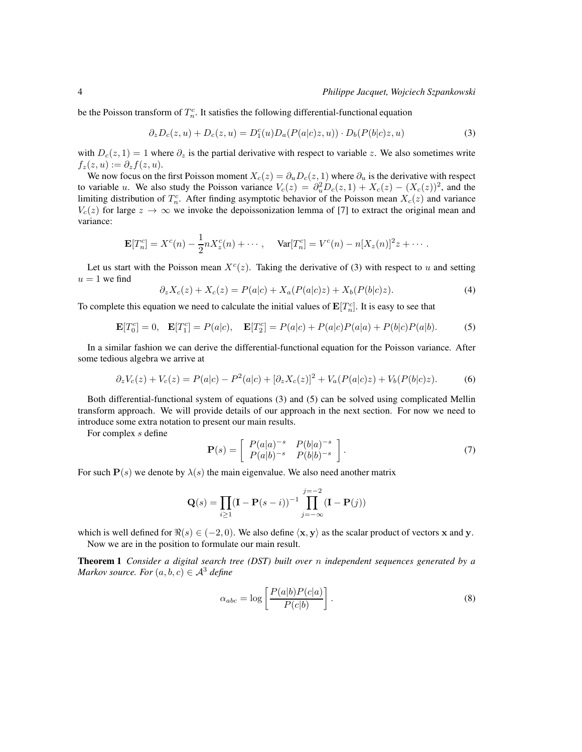be the Poisson transform of $T_n^c$. It satisfies the following differential-functional equation

$$\partial_z D_c(z,u) + D_c(z,u) = D_1^c(u) D_a(P(a|c)z, u)) \cdot D_b(P(b|c)z, u) \tag{3}$$

with $D_c(z,1) = 1$ where $\partial_z$ is the partial derivative with respect to variable $z$. We also sometimes write $f_z(z,u) := \partial_z f(z,u)$.

We now focus on the first Poisson moment $X_c(z) = \partial_u D_c(z,1)$ where $\partial_u$ is the derivative with respect to variable $u$. We also study the Poisson variance $V_c(z) = \partial_u^2 D_c(z,1) + X_c(z) - (X_c(z))^2$, and the limiting distribution of $T_n^c$. After finding asymptotic behavior of the Poisson mean $X_c(z)$ and variance $V_c(z)$ for large $z \to \infty$ we invoke the depoissonization lemma of [7] to extract the original mean and variance:

$$\mathbf{E}[T_n^c] = X^c(n) - \frac{1}{2} n X_z^c(n) + \cdots, \quad \mathrm{Var}[T_n^c] = V^c(n) - n[X_z(n)]^2 z + \cdots .$$

Let us start with the Poisson mean $X^c(z)$. Taking the derivative of (3) with respect to $u$ and setting $u = 1$ we find

$$\partial_z X_c(z) + X_c(z) = P(a|c) + X_a(P(a|c)z) + X_b(P(b|c)z). \tag{4}$$

To complete this equation we need to calculate the initial values of $\mathbf{E}[T_n^c]$. It is easy to see that

$$\mathbf{E}[T_0^c] = 0, \quad \mathbf{E}[T_1^c] = P(a|c), \quad \mathbf{E}[T_2^c] = P(a|c) + P(a|c)P(a|a) + P(b|c)P(a|b). \tag{5}$$

In a similar fashion we can derive the differential-functional equation for the Poisson variance. After some tedious algebra we arrive at

$$\partial_z V_c(z) + V_c(z) = P(a|c) - P^2(a|c) + [\partial_z X_c(z)]^2 + V_a(P(a|c)z) + V_b(P(b|c)z). \tag{6}$$

Both differential-functional system of equations (3) and (5) can be solved using complicated Mellin transform approach. We will provide details of our approach in the next section. For now we need to introduce some extra notation to present our main results.

For complex $s$ define

$$\mathbf{P}(s) = \begin{bmatrix} P(a|a)^{-s} & P(b|a)^{-s} \\ P(a|b)^{-s} & P(b|b)^{-s} \end{bmatrix}. \tag{7}$$

For such $\mathbf{P}(s)$ we denote by $\lambda(s)$ the main eigenvalue. We also need another matrix

$$\mathbf{Q}(s) = \prod_{i \geq 1} (\mathbf{I} - \mathbf{P}(s-i))^{-1} \prod_{j=-\infty}^{j=-2} (\mathbf{I} - \mathbf{P}(j))$$

which is well defined for $\Re(s) \in (-2, 0)$. We also define $\langle \mathbf{x}, \mathbf{y} \rangle$ as the scalar product of vectors $\mathbf{x}$ and $\mathbf{y}$.

Now we are in the position to formulate our main result.

**Theorem 1** *Consider a digital search tree (DST) built over $n$ independent sequences generated by a Markov source. For $(a,b,c) \in \mathcal{A}^3$ define*

$$\alpha_{abc} = \log \left[ \frac{P(a|b)P(c|a)}{P(c|b)} \right]. \tag{8}$$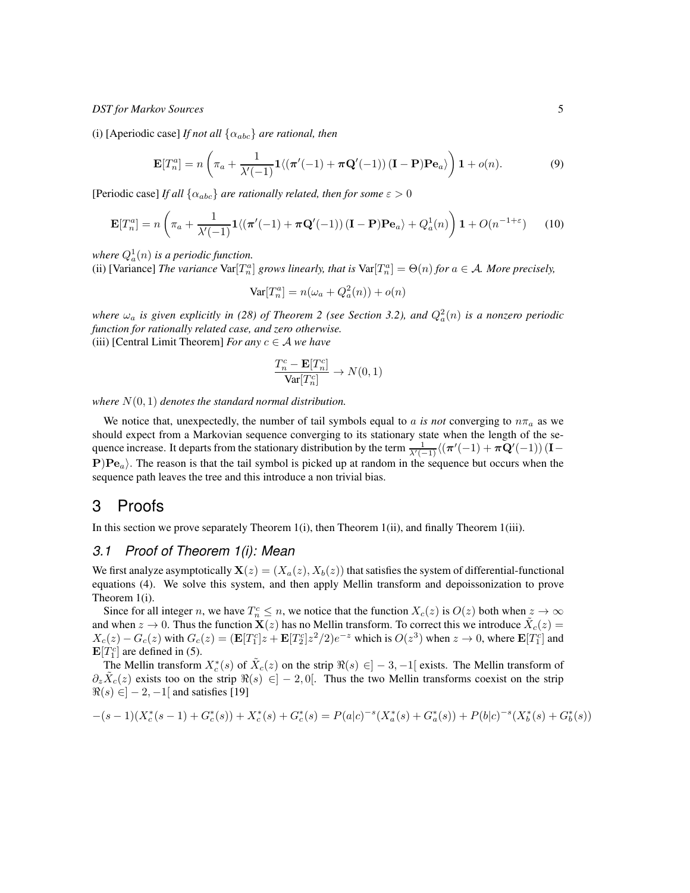(i) [Aperiodic case] *If not all $\{\alpha_{abc}\}$ are rational, then*

$$\mathbf{E}[T_n^a] = n\left(\pi_a + \frac{1}{\lambda'(-1)}\mathbf{1}\langle(\boldsymbol{\pi}'(-1) + \boldsymbol{\pi}\mathbf{Q}'(-1))\,(\mathbf{I}-\mathbf{P})\mathbf{P}\mathbf{e}_a\rangle\right)\mathbf{1} + o(n). \tag{9}$$

[Periodic case] *If all $\{\alpha_{abc}\}$ are rationally related, then for some $\varepsilon > 0$*

$$\mathbf{E}[T_n^a] = n\left(\pi_a + \frac{1}{\lambda'(-1)}\mathbf{1}\langle(\boldsymbol{\pi}'(-1) + \boldsymbol{\pi}\mathbf{Q}'(-1))\,(\mathbf{I}-\mathbf{P})\mathbf{P}\mathbf{e}_a\rangle + Q_a^1(n)\right)\mathbf{1} + O(n^{-1+\varepsilon}) \tag{10}$$

*where $Q_a^1(n)$ is a periodic function.*

(ii) [Variance] *The variance* $\mathrm{Var}[T_n^a]$ *grows linearly, that is* $\mathrm{Var}[T_n^a] = \Theta(n)$ *for $a \in \mathcal{A}$. More precisely,*

$$\mathrm{Var}[T_n^a] = n(\omega_a + Q_a^2(n)) + o(n)$$

*where $\omega_a$ is given explicitly in (28) of Theorem 2 (see Section 3.2), and $Q_a^2(n)$ is a nonzero periodic function for rationally related case, and zero otherwise.*

(iii) [Central Limit Theorem] *For any $c \in \mathcal{A}$ we have*

$$\frac{T_n^c - \mathbf{E}[T_n^c]}{\mathrm{Var}[T_n^c]} \to N(0,1)$$

*where $N(0,1)$ denotes the standard normal distribution.*

We notice that, unexpectedly, the number of tail symbols equal to $a$ *is not* converging to $n\pi_a$ as we should expect from a Markovian sequence converging to its stationary state when the length of the sequence increase. It departs from the stationary distribution by the term $\frac{1}{\lambda'(-1)}\langle(\boldsymbol{\pi}'(-1) + \boldsymbol{\pi}\mathbf{Q}'(-1))\,(\mathbf{I}-\mathbf{P})\mathbf{P}\mathbf{e}_a\rangle$. The reason is that the tail symbol is picked up at random in the sequence but occurs when the sequence path leaves the tree and this introduce a non trivial bias.

# 3 Proofs

In this section we prove separately Theorem 1(i), then Theorem 1(ii), and finally Theorem 1(iii).

## 3.1 Proof of Theorem 1(i): Mean

We first analyze asymptotically $\mathbf{X}(z) = (X_a(z), X_b(z))$ that satisfies the system of differential-functional equations (4). We solve this system, and then apply Mellin transform and depoissonization to prove Theorem 1(i).

Since for all integer $n$, we have $T_n^c \le n$, we notice that the function $X_c(z)$ is $O(z)$ both when $z \to \infty$ and when $z \to 0$. Thus the function $\mathbf{X}(z)$ has no Mellin transform. To correct this we introduce $\tilde{X}_c(z) = X_c(z) - G_c(z)$ with $G_c(z) = (\mathbf{E}[T_1^c]z + \mathbf{E}[T_2^c]z^2/2)e^{-z}$ which is $O(z^3)$ when $z \to 0$, where $\mathbf{E}[T_1^c]$ and $\mathbf{E}[T_2^c]$ are defined in (5).

The Mellin transform $X_c^*(s)$ of $\tilde{X}_c(z)$ on the strip $\Re(s) \in ]-3,-1[$ exists. The Mellin transform of $\partial_z \tilde{X}_c(z)$ exists too on the strip $\Re(s) \in ]-2,0[$. Thus the two Mellin transforms coexist on the strip $\Re(s) \in ]-2,-1[$ and satisfies [19]

$$-(s-1)(X_c^*(s-1) + G_c^*(s)) + X_c^*(s) + G_c^*(s) = P(a|c)^{-s}(X_a^*(s) + G_a^*(s)) + P(b|c)^{-s}(X_b^*(s) + G_b^*(s))$$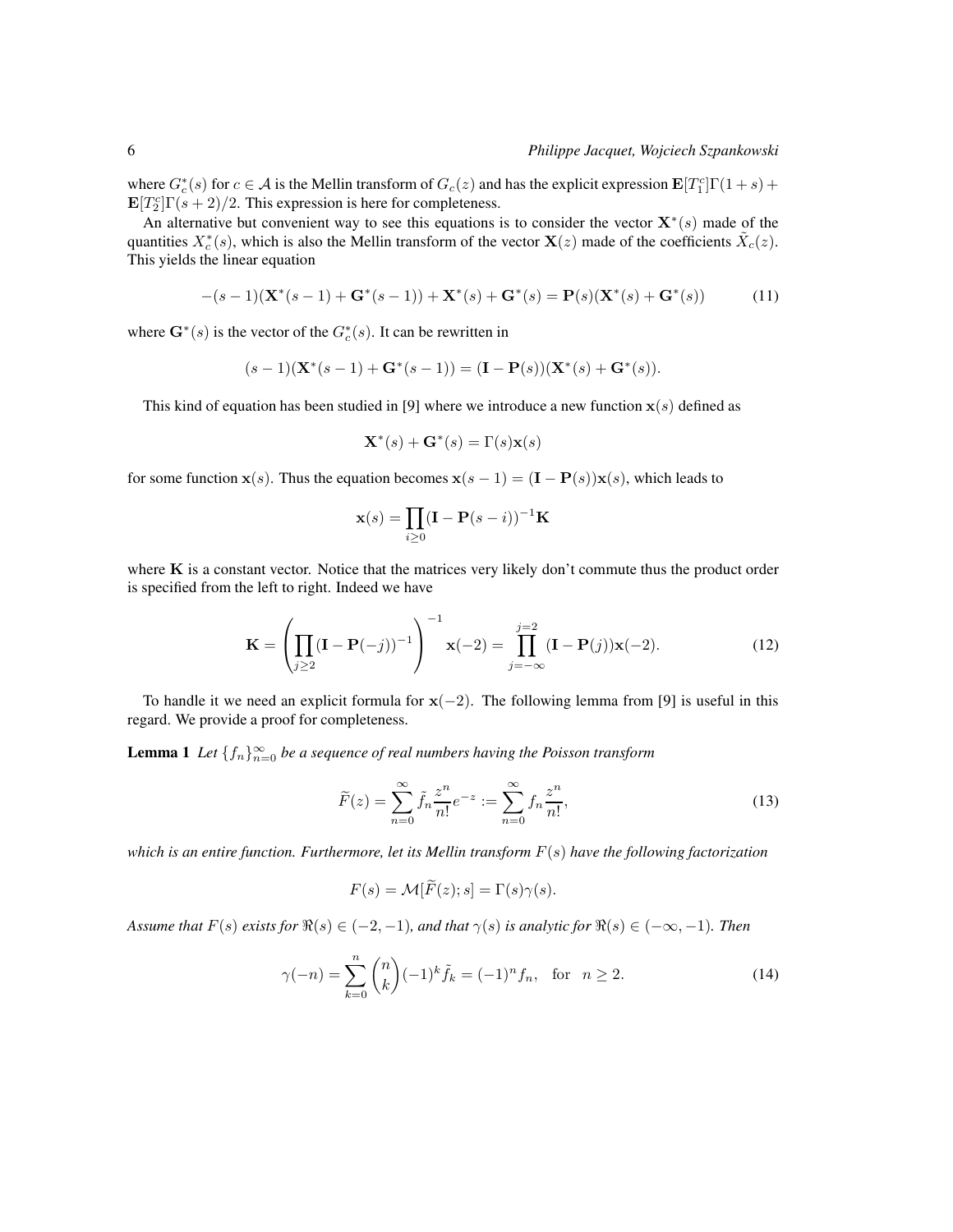where $G^*_c(s)$ for $c \in \mathcal{A}$ is the Mellin transform of $G_c(z)$ and has the explicit expression $\mathbf{E}[T^c_1]\Gamma(1+s) + \mathbf{E}[T^c_2]\Gamma(s+2)/2$. This expression is here for completeness.

An alternative but convenient way to see this equations is to consider the vector $\mathbf{X}^*(s)$ made of the quantities $X^*_c(s)$, which is also the Mellin transform of the vector $\mathbf{X}(z)$ made of the coefficients $\tilde{X}_c(z)$. This yields the linear equation

$$-(s-1)(\mathbf{X}^*(s-1) + \mathbf{G}^*(s-1)) + \mathbf{X}^*(s) + \mathbf{G}^*(s) = \mathbf{P}(s)(\mathbf{X}^*(s) + \mathbf{G}^*(s)) \tag{11}$$

where $\mathbf{G}^*(s)$ is the vector of the $G^*_c(s)$. It can be rewritten in

$$(s-1)(\mathbf{X}^*(s-1) + \mathbf{G}^*(s-1)) = (\mathbf{I} - \mathbf{P}(s))(\mathbf{X}^*(s) + \mathbf{G}^*(s)).$$

This kind of equation has been studied in [9] where we introduce a new function $\mathbf{x}(s)$ defined as

$$\mathbf{X}^*(s) + \mathbf{G}^*(s) = \Gamma(s)\mathbf{x}(s)$$

for some function $\mathbf{x}(s)$. Thus the equation becomes $\mathbf{x}(s-1) = (\mathbf{I} - \mathbf{P}(s))\mathbf{x}(s)$, which leads to

$$\mathbf{x}(s) = \prod_{i \geq 0} (\mathbf{I} - \mathbf{P}(s-i))^{-1}\mathbf{K}$$

where $\mathbf{K}$ is a constant vector. Notice that the matrices very likely don't commute thus the product order is specified from the left to right. Indeed we have

$$\mathbf{K} = \left(\prod_{j \geq 2} (\mathbf{I} - \mathbf{P}(-j))^{-1}\right)^{-1} \mathbf{x}(-2) = \prod_{j=-\infty}^{j=2} (\mathbf{I} - \mathbf{P}(j))\mathbf{x}(-2). \tag{12}$$

To handle it we need an explicit formula for $\mathbf{x}(-2)$. The following lemma from [9] is useful in this regard. We provide a proof for completeness.

**Lemma 1** *Let $\{f_n\}_{n=0}^{\infty}$ be a sequence of real numbers having the Poisson transform*

$$\widetilde{F}(z) = \sum_{n=0}^{\infty} \tilde{f}_n \frac{z^n}{n!} e^{-z} := \sum_{n=0}^{\infty} f_n \frac{z^n}{n!}, \tag{13}$$

*which is an entire function. Furthermore, let its Mellin transform $F(s)$ have the following factorization*

$$F(s) = \mathcal{M}[\widetilde{F}(z); s] = \Gamma(s)\gamma(s).$$

*Assume that $F(s)$ exists for $\Re(s) \in (-2, -1)$, and that $\gamma(s)$ is analytic for $\Re(s) \in (-\infty, -1)$. Then*

$$\gamma(-n) = \sum_{k=0}^{n} \binom{n}{k} (-1)^k \tilde{f}_k = (-1)^n f_n, \quad \text{for} \quad n \geq 2. \tag{14}$$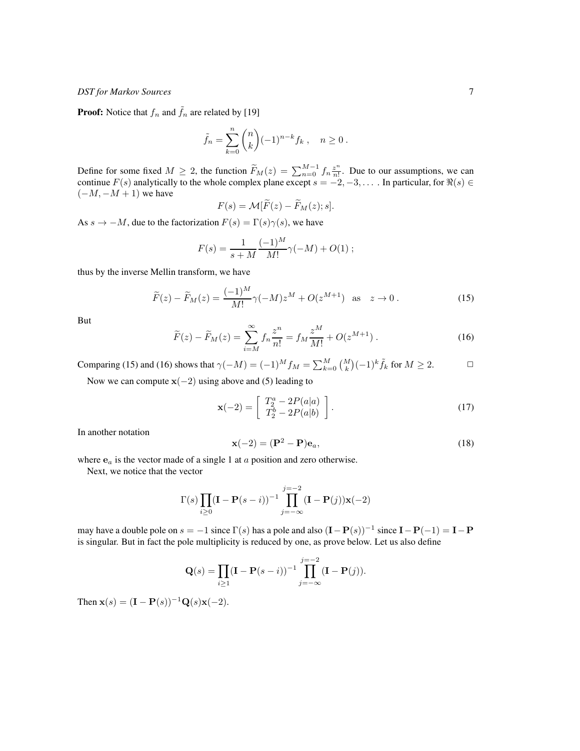**Proof:** Notice that $f_n$ and $\tilde{f}_n$ are related by [19]

$$\tilde{f}_n = \sum_{k=0}^{n} \binom{n}{k} (-1)^{n-k} f_k \ , \quad n \geq 0 \ .$$

Define for some fixed $M \geq 2$, the function $\widetilde{F}_M(z) = \sum_{n=0}^{M-1} f_n \frac{z^n}{n!}$. Due to our assumptions, we can continue $F(s)$ analytically to the whole complex plane except $s = -2, -3, \ldots$ . In particular, for $\Re(s) \in (-M, -M+1)$ we have

$$F(s) = \mathcal{M}[\widetilde{F}(z) - \widetilde{F}_M(z); s].$$

As $s \to -M$, due to the factorization $F(s) = \Gamma(s)\gamma(s)$, we have

$$F(s) = \frac{1}{s+M} \frac{(-1)^M}{M!} \gamma(-M) + O(1) \ ;$$

thus by the inverse Mellin transform, we have

$$\widetilde{F}(z) - \widetilde{F}_M(z) = \frac{(-1)^M}{M!} \gamma(-M) z^M + O(z^{M+1}) \quad \text{as} \quad z \to 0 \ . \tag{15}$$

But

$$\widetilde{F}(z) - \widetilde{F}_M(z) = \sum_{i=M}^{\infty} f_n \frac{z^n}{n!} = f_M \frac{z^M}{M!} + O(z^{M+1}) \ . \tag{16}$$

Comparing (15) and (16) shows that $\gamma(-M) = (-1)^M f_M = \sum_{k=0}^{M} \binom{M}{k} (-1)^k \tilde{f}_k$ for $M \geq 2$. □

Now we can compute $\mathbf{x}(-2)$ using above and (5) leading to

$$\mathbf{x}(-2) = \left[ \begin{array}{c} T_2^a - 2P(a|a) \\ T_2^b - 2P(a|b) \end{array} \right] . \tag{17}$$

In another notation

$$\mathbf{x}(-2) = (\mathbf{P}^2 - \mathbf{P})\mathbf{e}_a, \tag{18}$$

where $\mathbf{e}_a$ is the vector made of a single 1 at $a$ position and zero otherwise.

Next, we notice that the vector

$$\Gamma(s) \prod_{i \geq 0} (\mathbf{I} - \mathbf{P}(s-i))^{-1} \prod_{j=-\infty}^{j=-2} (\mathbf{I} - \mathbf{P}(j)) \mathbf{x}(-2)$$

may have a double pole on $s = -1$ since $\Gamma(s)$ has a pole and also $(\mathbf{I} - \mathbf{P}(s))^{-1}$ since $\mathbf{I} - \mathbf{P}(-1) = \mathbf{I} - \mathbf{P}$ is singular. But in fact the pole multiplicity is reduced by one, as prove below. Let us also define

$$\mathbf{Q}(s) = \prod_{i \geq 1} (\mathbf{I} - \mathbf{P}(s-i))^{-1} \prod_{j=-\infty}^{j=-2} (\mathbf{I} - \mathbf{P}(j)).$$

Then $\mathbf{x}(s) = (\mathbf{I} - \mathbf{P}(s))^{-1} \mathbf{Q}(s) \mathbf{x}(-2)$.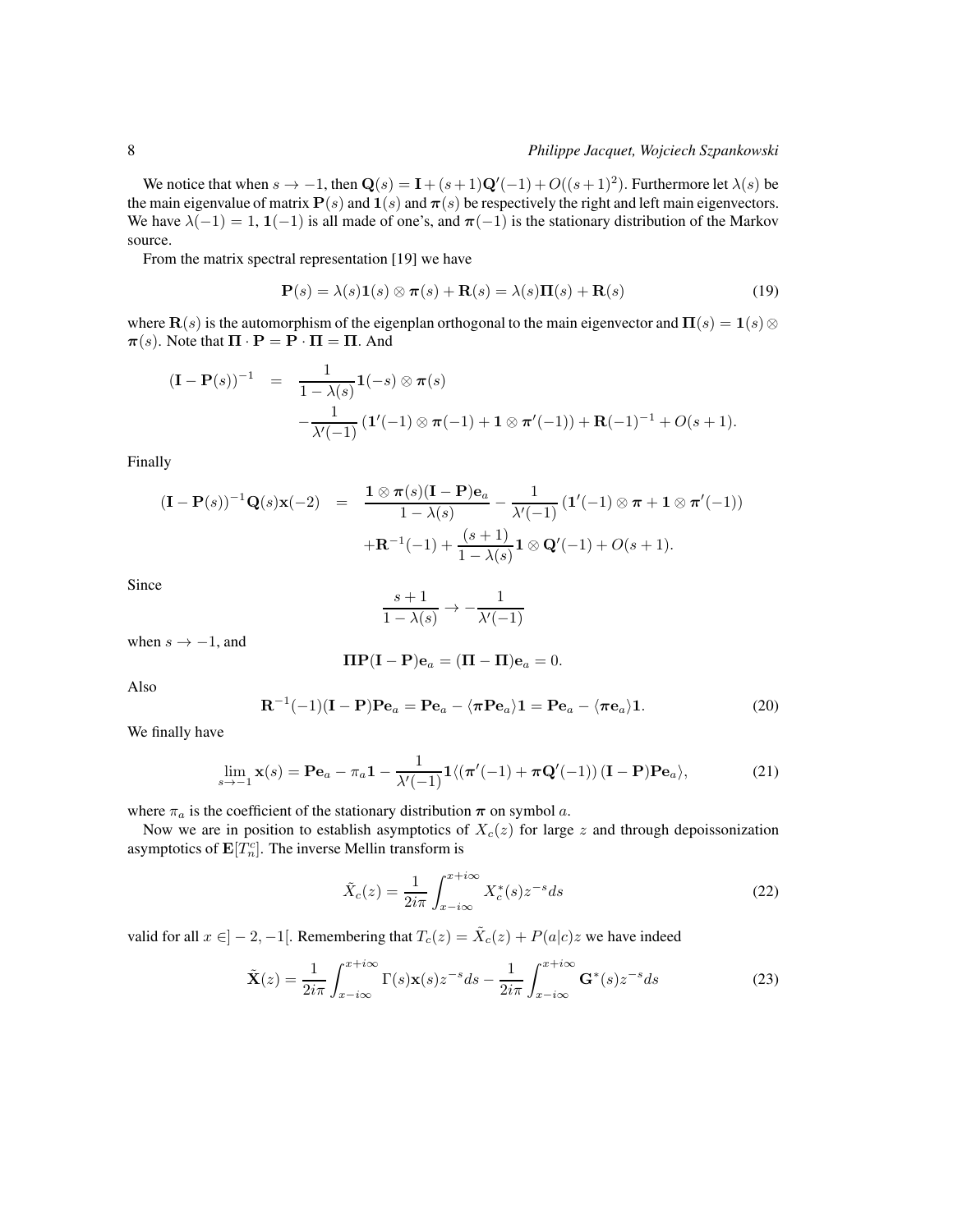We notice that when $s \to -1$, then $\mathbf{Q}(s) = \mathbf{I} + (s+1)\mathbf{Q}'(-1) + O((s+1)^2)$. Furthermore let $\lambda(s)$ be the main eigenvalue of matrix $\mathbf{P}(s)$ and $\mathbf{1}(s)$ and $\boldsymbol{\pi}(s)$ be respectively the right and left main eigenvectors. We have $\lambda(-1) = 1$, $\mathbf{1}(-1)$ is all made of one's, and $\boldsymbol{\pi}(-1)$ is the stationary distribution of the Markov source.

From the matrix spectral representation [19] we have

$$\mathbf{P}(s) = \lambda(s)\mathbf{1}(s) \otimes \boldsymbol{\pi}(s) + \mathbf{R}(s) = \lambda(s)\boldsymbol{\Pi}(s) + \mathbf{R}(s) \tag{19}$$

where $\mathbf{R}(s)$ is the automorphism of the eigenplan orthogonal to the main eigenvector and $\boldsymbol{\Pi}(s) = \mathbf{1}(s) \otimes \boldsymbol{\pi}(s)$. Note that $\boldsymbol{\Pi} \cdot \mathbf{P} = \mathbf{P} \cdot \boldsymbol{\Pi} = \boldsymbol{\Pi}$. And

$$\begin{aligned}
(\mathbf{I} - \mathbf{P}(s))^{-1} &= \frac{1}{1-\lambda(s)}\mathbf{1}(-s) \otimes \boldsymbol{\pi}(s) \\
&\quad - \frac{1}{\lambda'(-1)}\left(\mathbf{1}'(-1) \otimes \boldsymbol{\pi}(-1) + \mathbf{1} \otimes \boldsymbol{\pi}'(-1)\right) + \mathbf{R}(-1)^{-1} + O(s+1).
\end{aligned}$$

Finally

$$\begin{aligned}
(\mathbf{I} - \mathbf{P}(s))^{-1}\mathbf{Q}(s)\mathbf{x}(-2) &= \frac{\mathbf{1} \otimes \boldsymbol{\pi}(s)(\mathbf{I} - \mathbf{P})\mathbf{e}_a}{1-\lambda(s)} - \frac{1}{\lambda'(-1)}\left(\mathbf{1}'(-1) \otimes \boldsymbol{\pi} + \mathbf{1} \otimes \boldsymbol{\pi}'(-1)\right) \\
&\quad + \mathbf{R}^{-1}(-1) + \frac{(s+1)}{1-\lambda(s)}\mathbf{1} \otimes \mathbf{Q}'(-1) + O(s+1).
\end{aligned}$$

Since

$$\frac{s+1}{1-\lambda(s)} \to -\frac{1}{\lambda'(-1)}$$

when $s \to -1$, and

$$\boldsymbol{\Pi}\mathbf{P}(\mathbf{I} - \mathbf{P})\mathbf{e}_a = (\boldsymbol{\Pi} - \boldsymbol{\Pi})\mathbf{e}_a = 0.$$

Also

$$\mathbf{R}^{-1}(-1)(\mathbf{I} - \mathbf{P})\mathbf{P}\mathbf{e}_a = \mathbf{P}\mathbf{e}_a - \langle \boldsymbol{\pi}\mathbf{P}\mathbf{e}_a \rangle \mathbf{1} = \mathbf{P}\mathbf{e}_a - \langle \boldsymbol{\pi}\mathbf{e}_a \rangle \mathbf{1}. \tag{20}$$

We finally have

$$\lim_{s \to -1} \mathbf{x}(s) = \mathbf{P}\mathbf{e}_a - \pi_a \mathbf{1} - \frac{1}{\lambda'(-1)}\mathbf{1}\langle \left(\boldsymbol{\pi}'(-1) + \boldsymbol{\pi}\mathbf{Q}'(-1)\right)(\mathbf{I} - \mathbf{P})\mathbf{P}\mathbf{e}_a \rangle, \tag{21}$$

where $\pi_a$ is the coefficient of the stationary distribution $\boldsymbol{\pi}$ on symbol $a$.

Now we are in position to establish asymptotics of $X_c(z)$ for large $z$ and through depoissonization asymptotics of $\mathbf{E}[T_n^c]$. The inverse Mellin transform is

$$\tilde{X}_c(z) = \frac{1}{2i\pi}\int_{x-i\infty}^{x+i\infty} X_c^*(s) z^{-s} ds \tag{22}$$

valid for all $x \in ]-2, -1[$. Remembering that $T_c(z) = \tilde{X}_c(z) + P(a|c)z$ we have indeed

$$\tilde{\mathbf{X}}(z) = \frac{1}{2i\pi}\int_{x-i\infty}^{x+i\infty} \Gamma(s)\mathbf{x}(s) z^{-s} ds - \frac{1}{2i\pi}\int_{x-i\infty}^{x+i\infty} \mathbf{G}^*(s) z^{-s} ds \tag{23}$$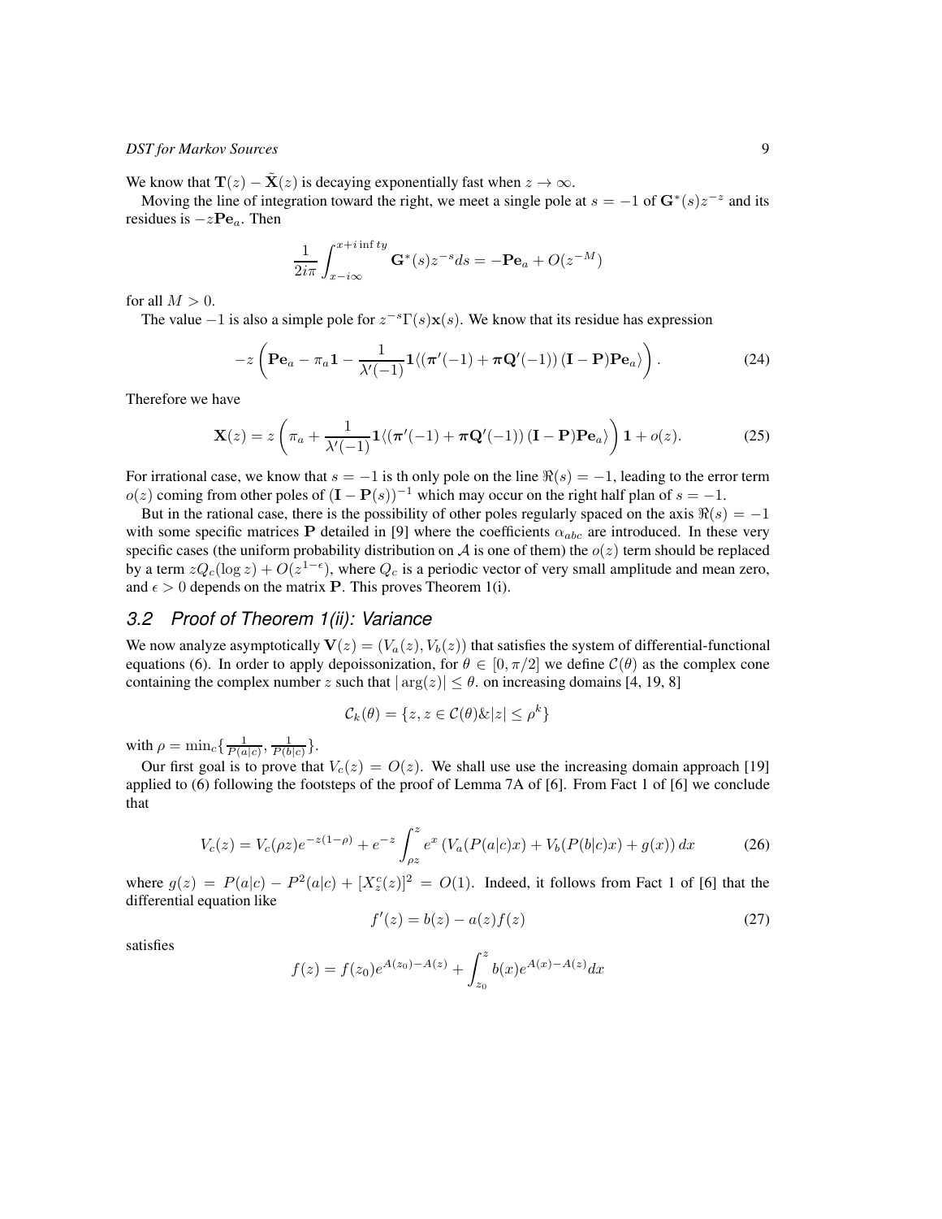We know that $\mathbf{T}(z) - \tilde{\mathbf{X}}(z)$ is decaying exponentially fast when $z \to \infty$.

Moving the line of integration toward the right, we meet a single pole at $s = -1$ of $\mathbf{G}^*(s)z^{-z}$ and its residues is $-z\mathbf{P}\mathbf{e}_a$. Then

$$\frac{1}{2i\pi}\int_{x-i\infty}^{x+i\inf ty} \mathbf{G}^*(s)z^{-s}ds = -\mathbf{P}\mathbf{e}_a + O(z^{-M})$$

for all $M > 0$.

The value $-1$ is also a simple pole for $z^{-s}\Gamma(s)\mathbf{x}(s)$. We know that its residue has expression

$$-z\left(\mathbf{P}\mathbf{e}_a - \pi_a\mathbf{1} - \frac{1}{\lambda'(-1)}\mathbf{1}\langle(\boldsymbol{\pi}'(-1) + \boldsymbol{\pi}\mathbf{Q}'(-1))\,(\mathbf{I}-\mathbf{P})\mathbf{P}\mathbf{e}_a\rangle\right). \tag{24}$$

Therefore we have

$$\mathbf{X}(z) = z\left(\pi_a + \frac{1}{\lambda'(-1)}\mathbf{1}\langle(\boldsymbol{\pi}'(-1) + \boldsymbol{\pi}\mathbf{Q}'(-1))\,(\mathbf{I}-\mathbf{P})\mathbf{P}\mathbf{e}_a\rangle\right)\mathbf{1} + o(z). \tag{25}$$

For irrational case, we know that $s = -1$ is th only pole on the line $\Re(s) = -1$, leading to the error term $o(z)$ coming from other poles of $(\mathbf{I} - \mathbf{P}(s))^{-1}$ which may occur on the right half plan of $s = -1$.

But in the rational case, there is the possibility of other poles regularly spaced on the axis $\Re(s) = -1$ with some specific matrices $\mathbf{P}$ detailed in [9] where the coefficients $\alpha_{abc}$ are introduced. In these very specific cases (the uniform probability distribution on $\mathcal{A}$ is one of them) the $o(z)$ term should be replaced by a term $zQ_c(\log z) + O(z^{1-\epsilon})$, where $Q_c$ is a periodic vector of very small amplitude and mean zero, and $\epsilon > 0$ depends on the matrix $\mathbf{P}$. This proves Theorem 1(i).

### *3.2 Proof of Theorem 1(ii): Variance*

We now analyze asymptotically $\mathbf{V}(z) = (V_a(z), V_b(z))$ that satisfies the system of differential-functional equations (6). In order to apply depoissonization, for $\theta \in [0, \pi/2]$ we define $\mathcal{C}(\theta)$ as the complex cone containing the complex number $z$ such that $|\arg(z)| \leq \theta$. on increasing domains [4, 19, 8]

$$\mathcal{C}_k(\theta) = \{z, z \in \mathcal{C}(\theta) \& |z| \leq \rho^k\}$$

with $\rho = \min_c\{\frac{1}{P(a|c)}, \frac{1}{P(b|c)}\}$.

Our first goal is to prove that $V_c(z) = O(z)$. We shall use use the increasing domain approach [19] applied to (6) following the footsteps of the proof of Lemma 7A of [6]. From Fact 1 of [6] we conclude that

$$V_c(z) = V_c(\rho z)e^{-z(1-\rho)} + e^{-z}\int_{\rho z}^{z} e^x\left(V_a(P(a|c)x) + V_b(P(b|c)x) + g(x)\right)dx \tag{26}$$

where $g(z) = P(a|c) - P^2(a|c) + [X_z^c(z)]^2 = O(1)$. Indeed, it follows from Fact 1 of [6] that the differential equation like

$$f'(z) = b(z) - a(z)f(z) \tag{27}$$

satisfies

$$f(z) = f(z_0)e^{A(z_0)-A(z)} + \int_{z_0}^{z} b(x)e^{A(x)-A(z)}dx$$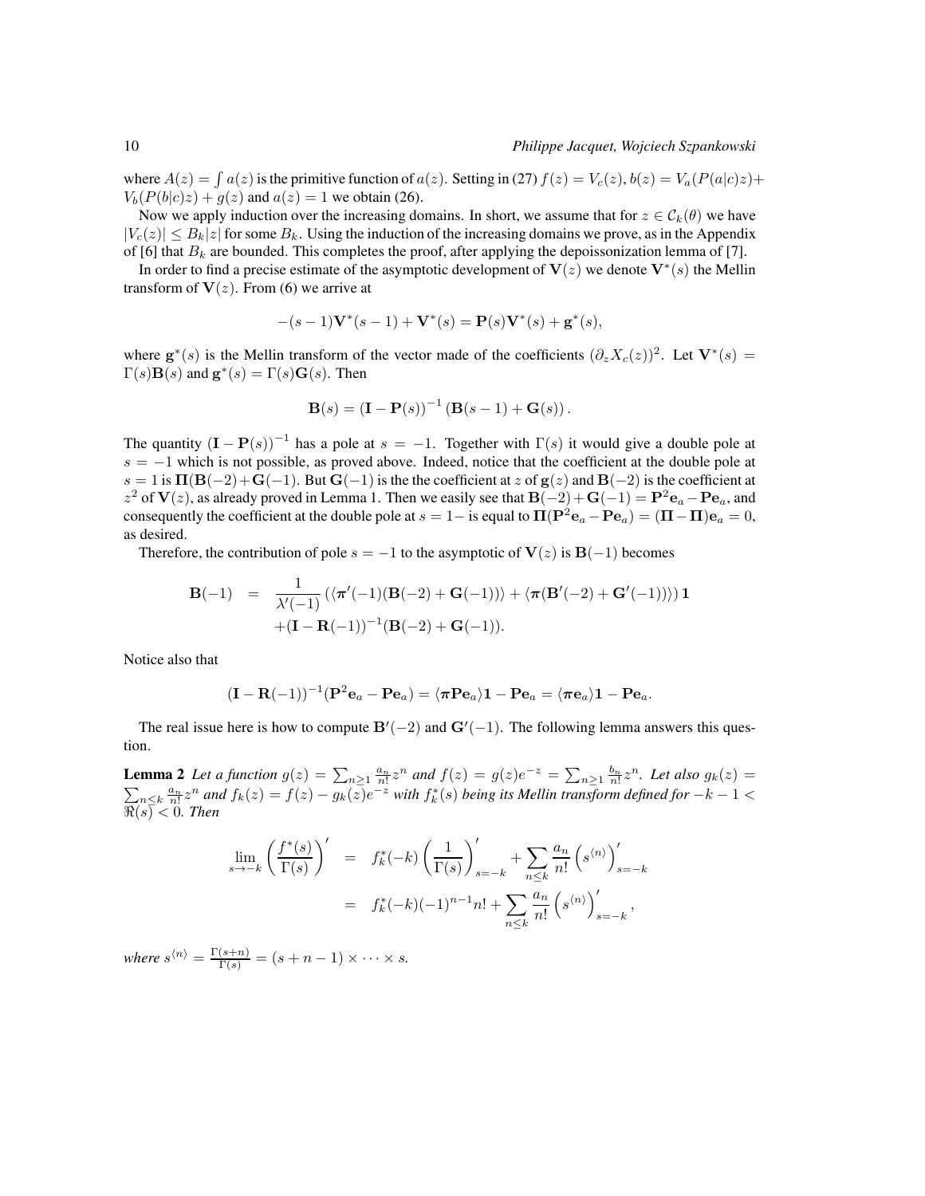where $A(z) = \int a(z)$ is the primitive function of $a(z)$. Setting in (27) $f(z) = V_c(z)$, $b(z) = V_a(P(a|c)z) + V_b(P(b|c)z) + g(z)$ and $a(z) = 1$ we obtain (26).

Now we apply induction over the increasing domains. In short, we assume that for $z \in \mathcal{C}_k(\theta)$ we have $|V_c(z)| \leq B_k|z|$ for some $B_k$. Using the induction of the increasing domains we prove, as in the Appendix of [6] that $B_k$ are bounded. This completes the proof, after applying the depoissonization lemma of [7].

In order to find a precise estimate of the asymptotic development of $\mathbf{V}(z)$ we denote $\mathbf{V}^*(s)$ the Mellin transform of $\mathbf{V}(z)$. From (6) we arrive at

$$-(s-1)\mathbf{V}^*(s-1) + \mathbf{V}^*(s) = \mathbf{P}(s)\mathbf{V}^*(s) + \mathbf{g}^*(s),$$

where $\mathbf{g}^*(s)$ is the Mellin transform of the vector made of the coefficients $(\partial_z X_c(z))^2$. Let $\mathbf{V}^*(s) = \Gamma(s)\mathbf{B}(s)$ and $\mathbf{g}^*(s) = \Gamma(s)\mathbf{G}(s)$. Then

$$\mathbf{B}(s) = (\mathbf{I} - \mathbf{P}(s))^{-1}(\mathbf{B}(s-1) + \mathbf{G}(s)).$$

The quantity $(\mathbf{I} - \mathbf{P}(s))^{-1}$ has a pole at $s = -1$. Together with $\Gamma(s)$ it would give a double pole at $s = -1$ which is not possible, as proved above. Indeed, notice that the coefficient at the double pole at $s = 1$ is $\mathbf{\Pi}(\mathbf{B}(-2) + \mathbf{G}(-1))$. But $\mathbf{G}(-1)$ is the the coefficient at $z$ of $\mathbf{g}(z)$ and $\mathbf{B}(-2)$ is the coefficient at $z^2$ of $\mathbf{V}(z)$, as already proved in Lemma 1. Then we easily see that $\mathbf{B}(-2) + \mathbf{G}(-1) = \mathbf{P}^2\mathbf{e}_a - \mathbf{P}\mathbf{e}_a$, and consequently the coefficient at the double pole at $s = 1-$ is equal to $\mathbf{\Pi}(\mathbf{P}^2\mathbf{e}_a - \mathbf{P}\mathbf{e}_a) = (\mathbf{\Pi} - \mathbf{\Pi})\mathbf{e}_a = 0$, as desired.

Therefore, the contribution of pole $s = -1$ to the asymptotic of $\mathbf{V}(z)$ is $\mathbf{B}(-1)$ becomes

$$\begin{aligned}
\mathbf{B}(-1) &= \frac{1}{\lambda'(-1)}\left(\langle \boldsymbol{\pi}'(-1)(\mathbf{B}(-2) + \mathbf{G}(-1))\rangle + \langle \boldsymbol{\pi}(\mathbf{B}'(-2) + \mathbf{G}'(-1))\rangle\right)\mathbf{1} \\
&\quad + (\mathbf{I} - \mathbf{R}(-1))^{-1}(\mathbf{B}(-2) + \mathbf{G}(-1)).
\end{aligned}$$

Notice also that

$$(\mathbf{I} - \mathbf{R}(-1))^{-1}(\mathbf{P}^2\mathbf{e}_a - \mathbf{P}\mathbf{e}_a) = \langle \boldsymbol{\pi}\mathbf{P}\mathbf{e}_a\rangle\mathbf{1} - \mathbf{P}\mathbf{e}_a = \langle \boldsymbol{\pi}\mathbf{e}_a\rangle\mathbf{1} - \mathbf{P}\mathbf{e}_a.$$

The real issue here is how to compute $\mathbf{B}'(-2)$ and $\mathbf{G}'(-1)$. The following lemma answers this question.

**Lemma 2** *Let a function $g(z) = \sum_{n\geq 1} \frac{a_n}{n!} z^n$ and $f(z) = g(z)e^{-z} = \sum_{n\geq 1} \frac{b_n}{n!} z^n$. Let also $g_k(z) = \sum_{n\leq k} \frac{a_n}{n!} z^n$ and $f_k(z) = f(z) - g_k(z)e^{-z}$ with $f_k^*(s)$ being its Mellin transform defined for $-k-1 < \Re(s) < 0$. Then*

$$\begin{aligned}
\lim_{s\to -k}\left(\frac{f^*(s)}{\Gamma(s)}\right)' &= f_k^*(-k)\left(\frac{1}{\Gamma(s)}\right)'_{s=-k} + \sum_{n\leq k} \frac{a_n}{n!}\left(s^{\langle n\rangle}\right)'_{s=-k} \\
&= f_k^*(-k)(-1)^{n-1}n! + \sum_{n\leq k} \frac{a_n}{n!}\left(s^{\langle n\rangle}\right)'_{s=-k},
\end{aligned}$$

*where $s^{\langle n\rangle} = \frac{\Gamma(s+n)}{\Gamma(s)} = (s+n-1)\times\cdots\times s$.*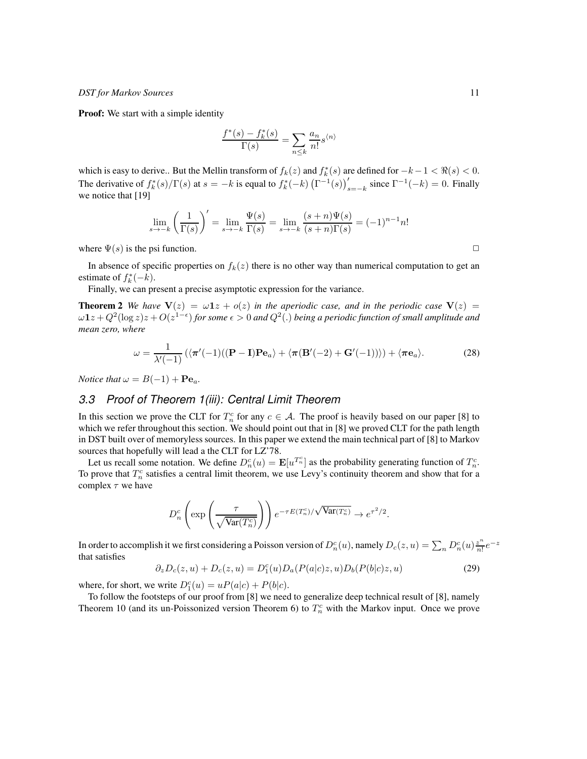**Proof:** We start with a simple identity

$$\frac{f^*(s) - f_k^*(s)}{\Gamma(s)} = \sum_{n \leq k} \frac{a_n}{n!} s^{\langle n \rangle}$$

which is easy to derive.. But the Mellin transform of $f_k(z)$ and $f_k^*(s)$ are defined for $-k-1 < \Re(s) < 0$. The derivative of $f_k^*(s)/\Gamma(s)$ at $s = -k$ is equal to $f_k^*(-k) \left(\Gamma^{-1}(s)\right)'_{s=-k}$ since $\Gamma^{-1}(-k) = 0$. Finally we notice that [19]

$$\lim_{s \to -k} \left(\frac{1}{\Gamma(s)}\right)' = \lim_{s \to -k} \frac{\Psi(s)}{\Gamma(s)} = \lim_{s \to -k} \frac{(s+n)\Psi(s)}{(s+n)\Gamma(s)} = (-1)^{n-1} n!$$

where $\Psi(s)$ is the psi function. $\square$

In absence of specific properties on $f_k(z)$ there is no other way than numerical computation to get an estimate of $f_k^*(-k)$.

Finally, we can present a precise asymptotic expression for the variance.

**Theorem 2** *We have $\mathbf{V}(z) = \omega \mathbf{1} z + o(z)$ in the aperiodic case, and in the periodic case $\mathbf{V}(z) = \omega \mathbf{1} z + Q^2(\log z) z + O(z^{1-\epsilon})$ for some $\epsilon > 0$ and $Q^2(.)$ being a periodic function of small amplitude and mean zero, where*

$$\omega = \frac{1}{\lambda'(-1)} \left( \langle \boldsymbol{\pi}'(-1)((\mathbf{P} - \mathbf{I})\mathbf{P}\mathbf{e}_a \rangle + \langle \boldsymbol{\pi}(\mathbf{B}'(-2) + \mathbf{G}'(-1)) \rangle \right) + \langle \boldsymbol{\pi} \mathbf{e}_a \rangle. \tag{28}$$

*Notice that $\omega = B(-1) + \mathbf{P}\mathbf{e}_a$.*

### 3.3 Proof of Theorem 1(iii): Central Limit Theorem

In this section we prove the CLT for $T_n^c$ for any $c \in \mathcal{A}$. The proof is heavily based on our paper [8] to which we refer throughout this section. We should point out that in [8] we proved CLT for the path length in DST built over of memoryless sources. In this paper we extend the main technical part of [8] to Markov sources that hopefully will lead a the CLT for LZ'78.

Let us recall some notation. We define $D_n^c(u) = \mathbf{E}[u^{T_n^c}]$ as the probability generating function of $T_n^c$. To prove that $T_n^c$ satisfies a central limit theorem, we use Levy's continuity theorem and show that for a complex $\tau$ we have

$$D_n^c\left(\exp\left(\frac{\tau}{\sqrt{\mathrm{Var}(T_n^c)}}\right)\right) e^{-\tau E(T_n^c)/\sqrt{\mathrm{Var}(T_n^c)}} \to e^{\tau^2/2}.$$

In order to accomplish it we first considering a Poisson version of $D_n^c(u)$, namely $D_c(z, u) = \sum_n D_n^c(u) \frac{z^n}{n!} e^{-z}$ that satisfies

$$\partial_z D_c(z, u) + D_c(z, u) = D_1^c(u) D_a(P(a|c)z, u) D_b(P(b|c)z, u) \tag{29}$$

where, for short, we write $D_1^c(u) = uP(a|c) + P(b|c)$.

To follow the footsteps of our proof from [8] we need to generalize deep technical result of [8], namely Theorem 10 (and its un-Poissonized version Theorem 6) to $T_n^c$ with the Markov input. Once we prove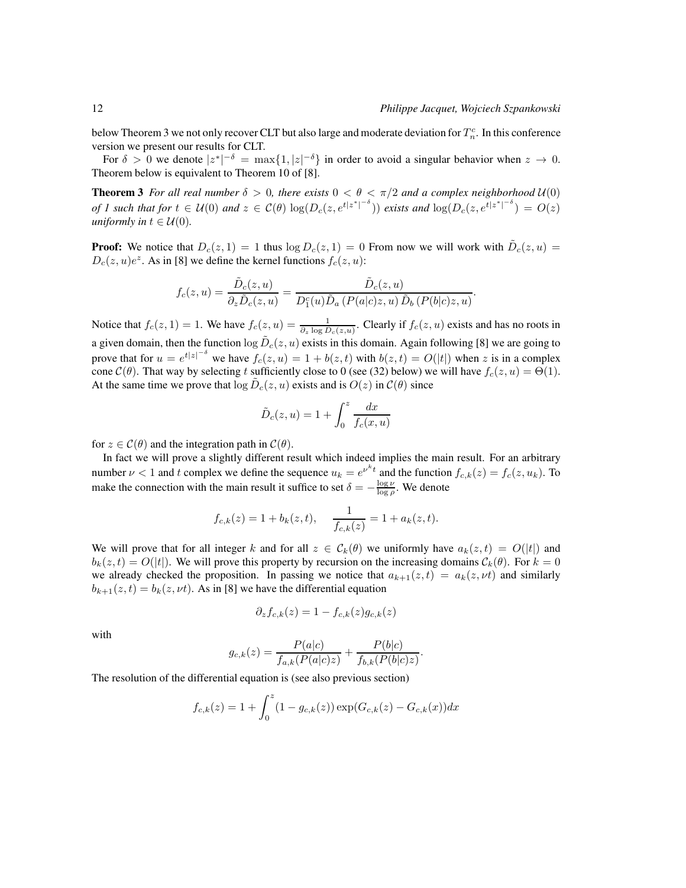below Theorem 3 we not only recover CLT but also large and moderate deviation for $T_n^c$. In this conference version we present our results for CLT.

For $\delta > 0$ we denote $|z^*|^{-\delta} = \max\{1, |z|^{-\delta}\}$ in order to avoid a singular behavior when $z \to 0$. Theorem below is equivalent to Theorem 10 of [8].

**Theorem 3** *For all real number $\delta > 0$, there exists $0 < \theta < \pi/2$ and a complex neighborhood $\mathcal{U}(0)$ of 1 such that for $t \in \mathcal{U}(0)$ and $z \in \mathcal{C}(\theta)$ $\log(D_c(z, e^{t|z^*|^{-\delta}}))$ exists and $\log(D_c(z, e^{t|z^*|^{-\delta}}) = O(z)$ uniformly in $t \in \mathcal{U}(0)$.*

**Proof:** We notice that $D_c(z, 1) = 1$ thus $\log D_c(z, 1) = 0$ From now we will work with $\tilde{D}_c(z, u) = D_c(z, u)e^z$. As in [8] we define the kernel functions $f_c(z, u)$:

$$f_c(z, u) = \frac{\tilde{D}_c(z, u)}{\partial_z \tilde{D}_c(z, u)} = \frac{\tilde{D}_c(z, u)}{D_1^c(u)\tilde{D}_a\left(P(a|c)z, u\right)\tilde{D}_b\left(P(b|c)z, u\right)}.$$

Notice that $f_c(z, 1) = 1$. We have $f_c(z, u) = \frac{1}{\partial_z \log D_c(z,u)}$. Clearly if $f_c(z, u)$ exists and has no roots in a given domain, then the function $\log \tilde{D}_c(z, u)$ exists in this domain. Again following [8] we are going to prove that for $u = e^{t|z|^{-\delta}}$ we have $f_c(z, u) = 1 + b(z, t)$ with $b(z, t) = O(|t|)$ when $z$ is in a complex cone $\mathcal{C}(\theta)$. That way by selecting $t$ sufficiently close to 0 (see (32) below) we will have $f_c(z, u) = \Theta(1)$. At the same time we prove that $\log \tilde{D}_c(z, u)$ exists and is $O(z)$ in $\mathcal{C}(\theta)$ since

$$\tilde{D}_c(z, u) = 1 + \int_0^z \frac{dx}{f_c(x, u)}$$

for $z \in \mathcal{C}(\theta)$ and the integration path in $\mathcal{C}(\theta)$.

In fact we will prove a slightly different result which indeed implies the main result. For an arbitrary number $\nu < 1$ and $t$ complex we define the sequence $u_k = e^{\nu^k t}$ and the function $f_{c,k}(z) = f_c(z, u_k)$. To make the connection with the main result it suffice to set $\delta = -\frac{\log \nu}{\log \rho}$. We denote

$$f_{c,k}(z) = 1 + b_k(z, t), \quad \frac{1}{f_{c,k}(z)} = 1 + a_k(z, t).$$

We will prove that for all integer $k$ and for all $z \in \mathcal{C}_k(\theta)$ we uniformly have $a_k(z, t) = O(|t|)$ and $b_k(z, t) = O(|t|)$. We will prove this property by recursion on the increasing domains $\mathcal{C}_k(\theta)$. For $k = 0$ we already checked the proposition. In passing we notice that $a_{k+1}(z, t) = a_k(z, \nu t)$ and similarly $b_{k+1}(z, t) = b_k(z, \nu t)$. As in [8] we have the differential equation

$$\partial_z f_{c,k}(z) = 1 - f_{c,k}(z)g_{c,k}(z)$$

with

$$g_{c,k}(z) = \frac{P(a|c)}{f_{a,k}(P(a|c)z)} + \frac{P(b|c)}{f_{b,k}(P(b|c)z)}.$$

The resolution of the differential equation is (see also previous section)

$$f_{c,k}(z) = 1 + \int_0^z (1 - g_{c,k}(z)) \exp(G_{c,k}(z) - G_{c,k}(x))dx$$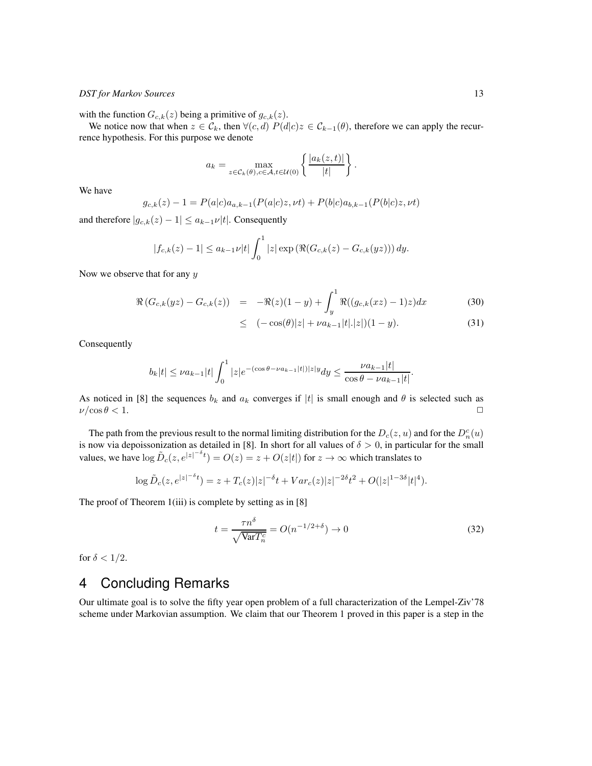with the function $G_{c,k}(z)$ being a primitive of $g_{c,k}(z)$.

We notice now that when $z \in \mathcal{C}_k$, then $\forall(c,d)$ $P(d|c)z \in \mathcal{C}_{k-1}(\theta)$, therefore we can apply the recurrence hypothesis. For this purpose we denote

$$a_k = \max_{z \in \mathcal{C}_k(\theta), c \in \mathcal{A}, t \in \mathcal{U}(0)} \left\{ \frac{|a_k(z,t)|}{|t|} \right\}.$$

We have

$$g_{c,k}(z) - 1 = P(a|c)a_{a,k-1}(P(a|c)z, \nu t) + P(b|c)a_{b,k-1}(P(b|c)z, \nu t)$$

and therefore $|g_{c,k}(z) - 1| \leq a_{k-1}\nu|t|$. Consequently

$$|f_{c,k}(z) - 1| \leq a_{k-1}\nu|t| \int_0^1 |z| \exp\left(\Re(G_{c,k}(z) - G_{c,k}(yz))\right) dy.$$

Now we observe that for any $y$

$$\begin{aligned} \Re\left(G_{c,k}(yz) - G_{c,k}(z)\right) &= -\Re(z)(1-y) + \int_y^1 \Re((g_{c,k}(xz) - 1)z)dx && (30) \\ &\leq (-\cos(\theta)|z| + \nu a_{k-1}|t|.|z|)(1-y). && (31) \end{aligned}$$

Consequently

$$b_k|t| \leq \nu a_{k-1}|t| \int_0^1 |z| e^{-(\cos\theta - \nu a_{k-1}|t|)|z|y} dy \leq \frac{\nu a_{k-1}|t|}{\cos\theta - \nu a_{k-1}|t|}.$$

As noticed in [8] the sequences $b_k$ and $a_k$ converges if $|t|$ is small enough and $\theta$ is selected such as $\nu/\cos\theta < 1$. □

The path from the previous result to the normal limiting distribution for the $D_c(z,u)$ and for the $D_n^c(u)$ is now via depoissonization as detailed in [8]. In short for all values of $\delta > 0$, in particular for the small values, we have $\log \tilde{D}_c(z, e^{|z|^{-\delta}t}) = O(z) = z + O(z|t|)$ for $z \to \infty$ which translates to

$$\log \tilde{D}_c(z, e^{|z|^{-\delta}t}) = z + T_c(z)|z|^{-\delta}t + Var_c(z)|z|^{-2\delta}t^2 + O(|z|^{1-3\delta}|t|^4).$$

The proof of Theorem 1(iii) is complete by setting as in [8]

$$t = \frac{\tau n^{\delta}}{\sqrt{\text{Var}T_n^c}} = O(n^{-1/2+\delta}) \to 0 \tag{32}$$

for $\delta < 1/2$.

# 4 Concluding Remarks

Our ultimate goal is to solve the fifty year open problem of a full characterization of the Lempel-Ziv'78 scheme under Markovian assumption. We claim that our Theorem 1 proved in this paper is a step in the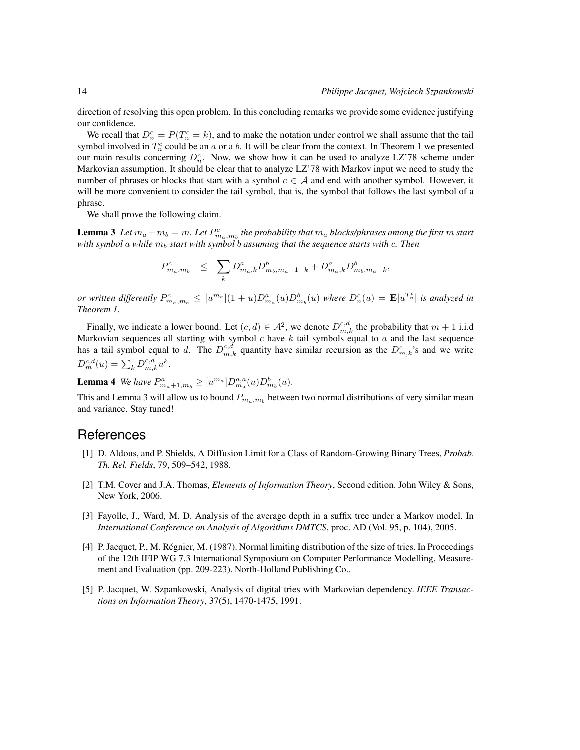direction of resolving this open problem. In this concluding remarks we provide some evidence justifying our confidence.

We recall that $D_n^c = P(T_n^c = k)$, and to make the notation under control we shall assume that the tail symbol involved in $T_n^c$ could be an $a$ or a $b$. It will be clear from the context. In Theorem 1 we presented our main results concerning $D_n^c$. Now, we show how it can be used to analyze LZ'78 scheme under Markovian assumption. It should be clear that to analyze LZ'78 with Markov input we need to study the number of phrases or blocks that start with a symbol $c \in \mathcal{A}$ and end with another symbol. However, it will be more convenient to consider the tail symbol, that is, the symbol that follows the last symbol of a phrase.

We shall prove the following claim.

**Lemma 3** *Let $m_a + m_b = m$. Let $P^c_{m_a,m_b}$ the probability that $m_a$ blocks/phrases among the first $m$ start with symbol $a$ while $m_b$ start with symbol $b$ assuming that the sequence starts with $c$. Then*

$$P^c_{m_a,m_b} \quad \leq \quad \sum_k D^a_{m_a,k} D^b_{m_b,m_a-1-k} + D^a_{m_a,k} D^b_{m_b,m_a-k},$$

*or written differently $P^c_{m_a,m_b} \leq [u^{m_a}](1+u) D^a_{m_a}(u) D^b_{m_b}(u)$ where $D^c_n(u) = \mathbf{E}[u^{T^c_n}]$ is analyzed in Theorem 1.*

Finally, we indicate a lower bound. Let $(c,d) \in \mathcal{A}^2$, we denote $D^{c,d}_{m,k}$ the probability that $m+1$ i.i.d Markovian sequences all starting with symbol $c$ have $k$ tail symbols equal to $a$ and the last sequence has a tail symbol equal to $d$. The $D^{c,d}_{m,k}$ quantity have similar recursion as the $D^c_{m,k}$'s and we write $D^{c,d}_m(u) = \sum_k D^{c,d}_{m,k} u^k$.

**Lemma 4** *We have $P^a_{m_a+1,m_b} \geq [u^{m_a}] D^{a,a}_{m_a}(u) D^b_{m_b}(u)$.*

This and Lemma 3 will allow us to bound $P_{m_a,m_b}$ between two normal distributions of very similar mean and variance. Stay tuned!

## References

[1] D. Aldous, and P. Shields, A Diffusion Limit for a Class of Random-Growing Binary Trees, *Probab. Th. Rel. Fields*, 79, 509–542, 1988.

[2] T.M. Cover and J.A. Thomas, *Elements of Information Theory*, Second edition. John Wiley & Sons, New York, 2006.

[3] Fayolle, J., Ward, M. D. Analysis of the average depth in a suffix tree under a Markov model. In *International Conference on Analysis of Algorithms DMTCS*, proc. AD (Vol. 95, p. 104), 2005.

[4] P. Jacquet, P., M. Régnier, M. (1987). Normal limiting distribution of the size of tries. In Proceedings of the 12th IFIP WG 7.3 International Symposium on Computer Performance Modelling, Measurement and Evaluation (pp. 209-223). North-Holland Publishing Co..

[5] P. Jacquet, W. Szpankowski, Analysis of digital tries with Markovian dependency. *IEEE Transactions on Information Theory*, 37(5), 1470-1475, 1991.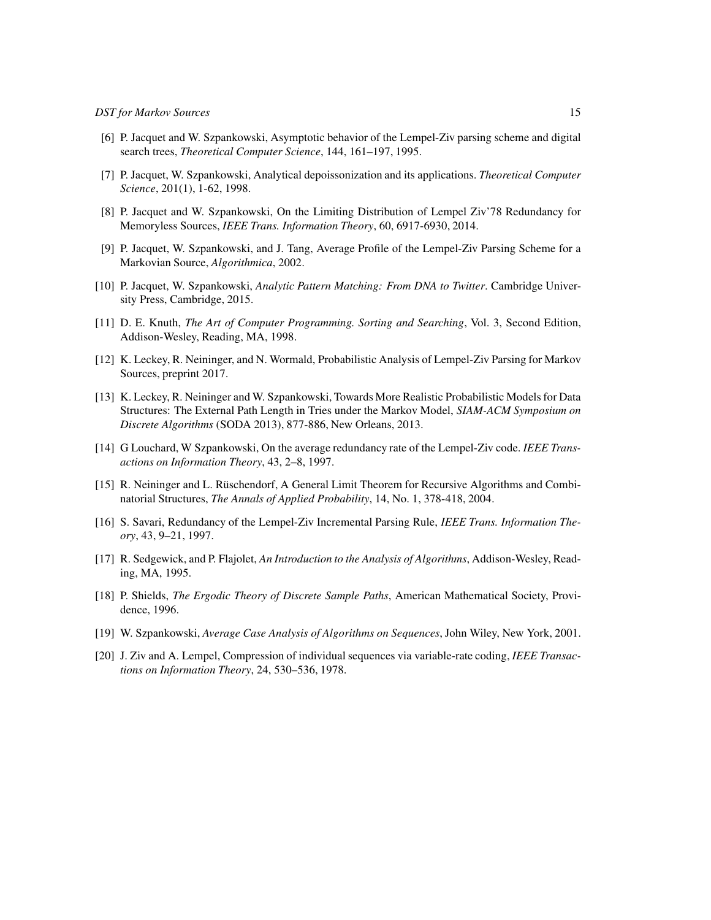[6] P. Jacquet and W. Szpankowski, Asymptotic behavior of the Lempel-Ziv parsing scheme and digital search trees, *Theoretical Computer Science*, 144, 161–197, 1995.

[7] P. Jacquet, W. Szpankowski, Analytical depoissonization and its applications. *Theoretical Computer Science*, 201(1), 1-62, 1998.

[8] P. Jacquet and W. Szpankowski, On the Limiting Distribution of Lempel Ziv'78 Redundancy for Memoryless Sources, *IEEE Trans. Information Theory*, 60, 6917-6930, 2014.

[9] P. Jacquet, W. Szpankowski, and J. Tang, Average Profile of the Lempel-Ziv Parsing Scheme for a Markovian Source, *Algorithmica*, 2002.

[10] P. Jacquet, W. Szpankowski, *Analytic Pattern Matching: From DNA to Twitter*. Cambridge University Press, Cambridge, 2015.

[11] D. E. Knuth, *The Art of Computer Programming. Sorting and Searching*, Vol. 3, Second Edition, Addison-Wesley, Reading, MA, 1998.

[12] K. Leckey, R. Neininger, and N. Wormald, Probabilistic Analysis of Lempel-Ziv Parsing for Markov Sources, preprint 2017.

[13] K. Leckey, R. Neininger and W. Szpankowski, Towards More Realistic Probabilistic Models for Data Structures: The External Path Length in Tries under the Markov Model, *SIAM-ACM Symposium on Discrete Algorithms* (SODA 2013), 877-886, New Orleans, 2013.

[14] G Louchard, W Szpankowski, On the average redundancy rate of the Lempel-Ziv code. *IEEE Transactions on Information Theory*, 43, 2–8, 1997.

[15] R. Neininger and L. Rüschendorf, A General Limit Theorem for Recursive Algorithms and Combinatorial Structures, *The Annals of Applied Probability*, 14, No. 1, 378-418, 2004.

[16] S. Savari, Redundancy of the Lempel-Ziv Incremental Parsing Rule, *IEEE Trans. Information Theory*, 43, 9–21, 1997.

[17] R. Sedgewick, and P. Flajolet, *An Introduction to the Analysis of Algorithms*, Addison-Wesley, Reading, MA, 1995.

[18] P. Shields, *The Ergodic Theory of Discrete Sample Paths*, American Mathematical Society, Providence, 1996.

[19] W. Szpankowski, *Average Case Analysis of Algorithms on Sequences*, John Wiley, New York, 2001.

[20] J. Ziv and A. Lempel, Compression of individual sequences via variable-rate coding, *IEEE Transactions on Information Theory*, 24, 530–536, 1978.